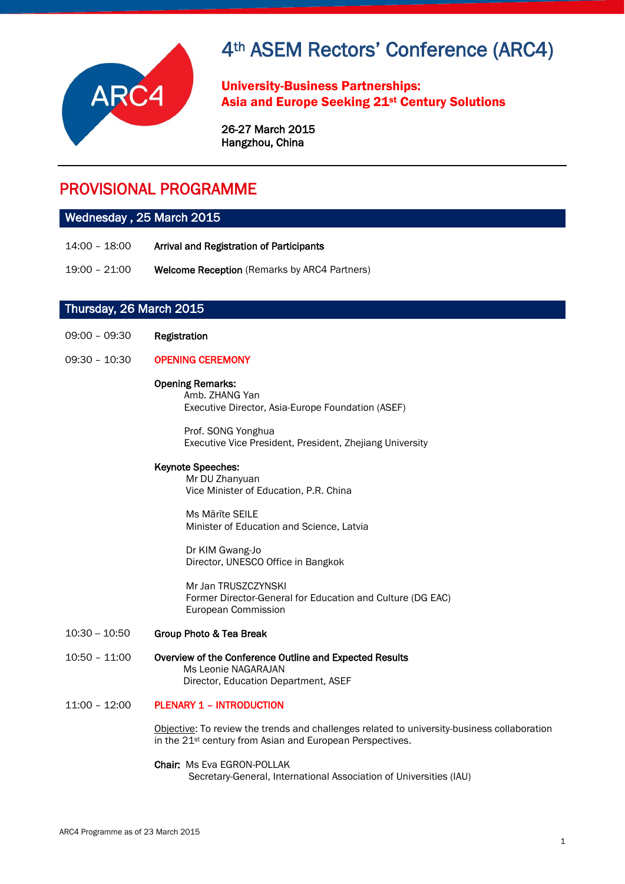# 4th ASEM Rectors' Conference (ARC4)

**University-Business Partnerships: Asia and Europe Seeking 21st Century Solutions**

**26-27 March 2015**
**Hangzhou, China**

## PROVISIONAL PROGRAMME

### Wednesday , 25 March 2015

14:00 – 18:00 **Arrival and Registration of Participants**

19:00 – 21:00 **Welcome Reception** (Remarks by ARC4 Partners)

### Thursday, 26 March 2015

09:00 – 09:30 **Registration**

09:30 – 10:30 **OPENING CEREMONY**

**Opening Remarks:**
Amb. ZHANG Yan
Executive Director, Asia-Europe Foundation (ASEF)

Prof. SONG Yonghua
Executive Vice President, President, Zhejiang University

**Keynote Speeches:**
Mr DU Zhanyuan
Vice Minister of Education, P.R. China

Ms Mārīte SEILE
Minister of Education and Science, Latvia

Dr KIM Gwang-Jo
Director, UNESCO Office in Bangkok

Mr Jan TRUSZCZYNSKI
Former Director-General for Education and Culture (DG EAC)
European Commission

10:30 – 10:50 **Group Photo & Tea Break**

10:50 – 11:00 **Overview of the Conference Outline and Expected Results**
Ms Leonie NAGARAJAN
Director, Education Department, ASEF

11:00 – 12:00 **PLENARY 1 – INTRODUCTION**

Objective: To review the trends and challenges related to university-business collaboration in the 21st century from Asian and European Perspectives.

**Chair:** Ms Eva EGRON-POLLAK
Secretary-General, International Association of Universities (IAU)

ARC4 Programme as of 23 March 2015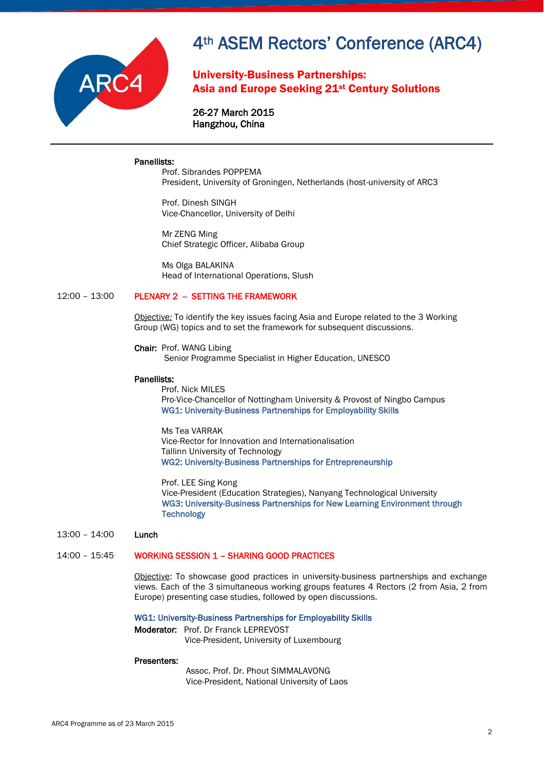**Panellists:**

Prof. Sibrandes POPPEMA
President, University of Groningen, Netherlands (host-university of ARC3

Prof. Dinesh SINGH
Vice-Chancellor, University of Delhi

Mr ZENG Ming
Chief Strategic Officer, Alibaba Group

Ms Olga BALAKINA
Head of International Operations, Slush

12:00 – 13:00 **PLENARY 2 – SETTING THE FRAMEWORK**

Objective: To identify the key issues facing Asia and Europe related to the 3 Working Group (WG) topics and to set the framework for subsequent discussions.

**Chair:** Prof. WANG Libing
Senior Programme Specialist in Higher Education, UNESCO

**Panellists:**

Prof. Nick MILES
Pro-Vice-Chancellor of Nottingham University & Provost of Ningbo Campus
WG1: University-Business Partnerships for Employability Skills

Ms Tea VARRAK
Vice-Rector for Innovation and Internationalisation
Tallinn University of Technology
WG2: University-Business Partnerships for Entrepreneurship

Prof. LEE Sing Kong
Vice-President (Education Strategies), Nanyang Technological University
WG3: University-Business Partnerships for New Learning Environment through Technology

13:00 – 14:00 **Lunch**

14:00 – 15:45 **WORKING SESSION 1 – SHARING GOOD PRACTICES**

Objective: To showcase good practices in university-business partnerships and exchange views. Each of the 3 simultaneous working groups features 4 Rectors (2 from Asia, 2 from Europe) presenting case studies, followed by open discussions.

WG1: University-Business Partnerships for Employability Skills

**Moderator:** Prof. Dr Franck LEPREVOST
Vice-President, University of Luxembourg

**Presenters:**

Assoc. Prof. Dr. Phout SIMMALAVONG
Vice-President, National University of Laos

ARC4 Programme as of 23 March 2015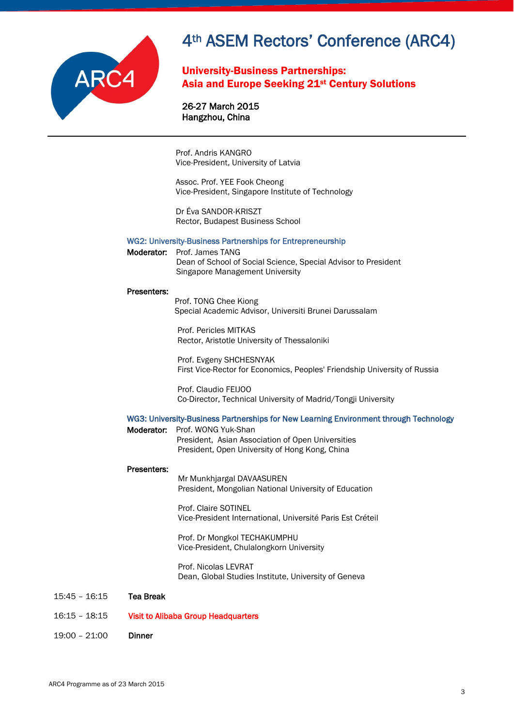# 4th ASEM Rectors' Conference (ARC4)

**University-Business Partnerships: Asia and Europe Seeking 21st Century Solutions**

**26-27 March 2015**
**Hangzhou, China**

---

Prof. Andris KANGRO
Vice-President, University of Latvia

Assoc. Prof. YEE Fook Cheong
Vice-President, Singapore Institute of Technology

Dr Éva SANDOR-KRISZT
Rector, Budapest Business School

### WG2: University-Business Partnerships for Entrepreneurship

**Moderator:** Prof. James TANG
Dean of School of Social Science, Special Advisor to President
Singapore Management University

**Presenters:**

Prof. TONG Chee Kiong
Special Academic Advisor, Universiti Brunei Darussalam

Prof. Pericles MITKAS
Rector, Aristotle University of Thessaloniki

Prof. Evgeny SHCHESNYAK
First Vice-Rector for Economics, Peoples' Friendship University of Russia

Prof. Claudio FEIJOO
Co-Director, Technical University of Madrid/Tongji University

### WG3: University-Business Partnerships for New Learning Environment through Technology

**Moderator:** Prof. WONG Yuk-Shan
President, Asian Association of Open Universities
President, Open University of Hong Kong, China

**Presenters:**

Mr Munkhjargal DAVAASUREN
President, Mongolian National University of Education

Prof. Claire SOTINEL
Vice-President International, Université Paris Est Créteil

Prof. Dr Mongkol TECHAKUMPHU
Vice-President, Chulalongkorn University

Prof. Nicolas LEVRAT
Dean, Global Studies Institute, University of Geneva

| | |
|---|---|
| 15:45 – 16:15 | **Tea Break** |
| 16:15 – 18:15 | **Visit to Alibaba Group Headquarters** |
| 19:00 – 21:00 | **Dinner** |

ARC4 Programme as of 23 March 2015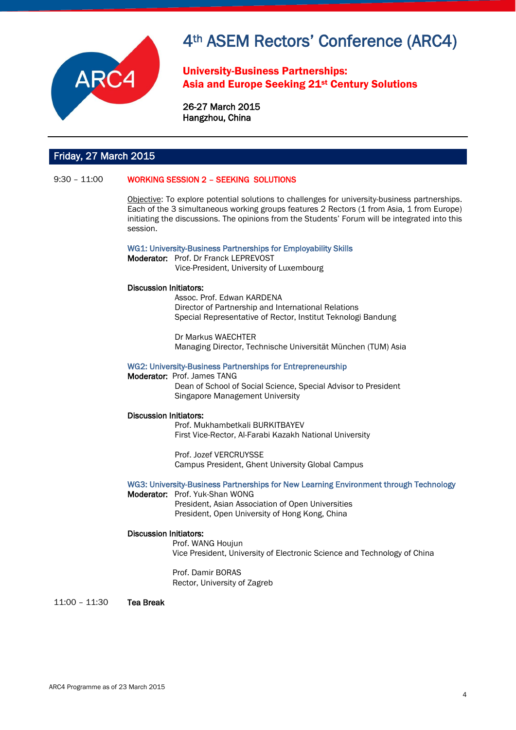# 4th ASEM Rectors' Conference (ARC4)

## University-Business Partnerships: Asia and Europe Seeking 21st Century Solutions

**26-27 March 2015**
**Hangzhou, China**

---

## Friday, 27 March 2015

**9:30 – 11:00** **WORKING SESSION 2 – SEEKING SOLUTIONS**

Objective: To explore potential solutions to challenges for university-business partnerships. Each of the 3 simultaneous working groups features 2 Rectors (1 from Asia, 1 from Europe) initiating the discussions. The opinions from the Students' Forum will be integrated into this session.

### WG1: University-Business Partnerships for Employability Skills

**Moderator:** Prof. Dr Franck LEPREVOST
Vice-President, University of Luxembourg

**Discussion Initiators:**

Assoc. Prof. Edwan KARDENA
Director of Partnership and International Relations
Special Representative of Rector, Institut Teknologi Bandung

Dr Markus WAECHTER
Managing Director, Technische Universität München (TUM) Asia

### WG2: University-Business Partnerships for Entrepreneurship

**Moderator:** Prof. James TANG
Dean of School of Social Science, Special Advisor to President
Singapore Management University

**Discussion Initiators:**

Prof. Mukhambetkali BURKITBAYEV
First Vice-Rector, Al-Farabi Kazakh National University

Prof. Jozef VERCRUYSSE
Campus President, Ghent University Global Campus

### WG3: University-Business Partnerships for New Learning Environment through Technology

**Moderator:** Prof. Yuk-Shan WONG
President, Asian Association of Open Universities
President, Open University of Hong Kong, China

**Discussion Initiators:**

Prof. WANG Houjun
Vice President, University of Electronic Science and Technology of China

Prof. Damir BORAS
Rector, University of Zagreb

**11:00 – 11:30** **Tea Break**

ARC4 Programme as of 23 March 2015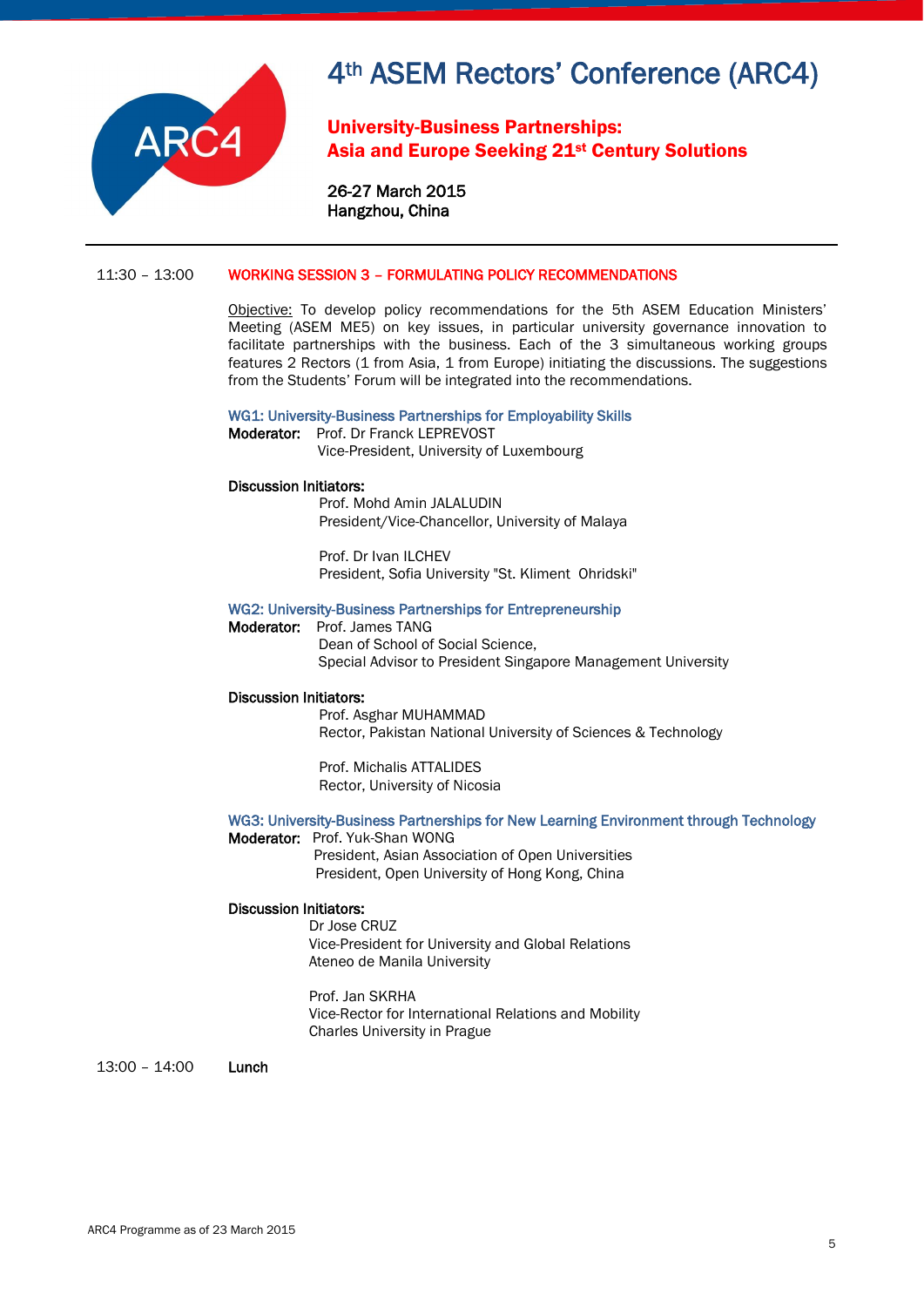# 4th ASEM Rectors' Conference (ARC4)

**University-Business Partnerships:**
**Asia and Europe Seeking 21st Century Solutions**

**26-27 March 2015**
**Hangzhou, China**

---

11:30 – 13:00 **WORKING SESSION 3 – FORMULATING POLICY RECOMMENDATIONS**

Objective: To develop policy recommendations for the 5th ASEM Education Ministers' Meeting (ASEM ME5) on key issues, in particular university governance innovation to facilitate partnerships with the business. Each of the 3 simultaneous working groups features 2 Rectors (1 from Asia, 1 from Europe) initiating the discussions. The suggestions from the Students' Forum will be integrated into the recommendations.

### WG1: University-Business Partnerships for Employability Skills

**Moderator:** Prof. Dr Franck LEPREVOST
Vice-President, University of Luxembourg

**Discussion Initiators:**

Prof. Mohd Amin JALALUDIN
President/Vice-Chancellor, University of Malaya

Prof. Dr Ivan ILCHEV
President, Sofia University "St. Kliment Ohridski"

### WG2: University-Business Partnerships for Entrepreneurship

**Moderator:** Prof. James TANG
Dean of School of Social Science,
Special Advisor to President Singapore Management University

**Discussion Initiators:**

Prof. Asghar MUHAMMAD
Rector, Pakistan National University of Sciences & Technology

Prof. Michalis ATTALIDES
Rector, University of Nicosia

### WG3: University-Business Partnerships for New Learning Environment through Technology

**Moderator:** Prof. Yuk-Shan WONG
President, Asian Association of Open Universities
President, Open University of Hong Kong, China

**Discussion Initiators:**

Dr Jose CRUZ
Vice-President for University and Global Relations
Ateneo de Manila University

Prof. Jan SKRHA
Vice-Rector for International Relations and Mobility
Charles University in Prague

13:00 – 14:00 **Lunch**

ARC4 Programme as of 23 March 2015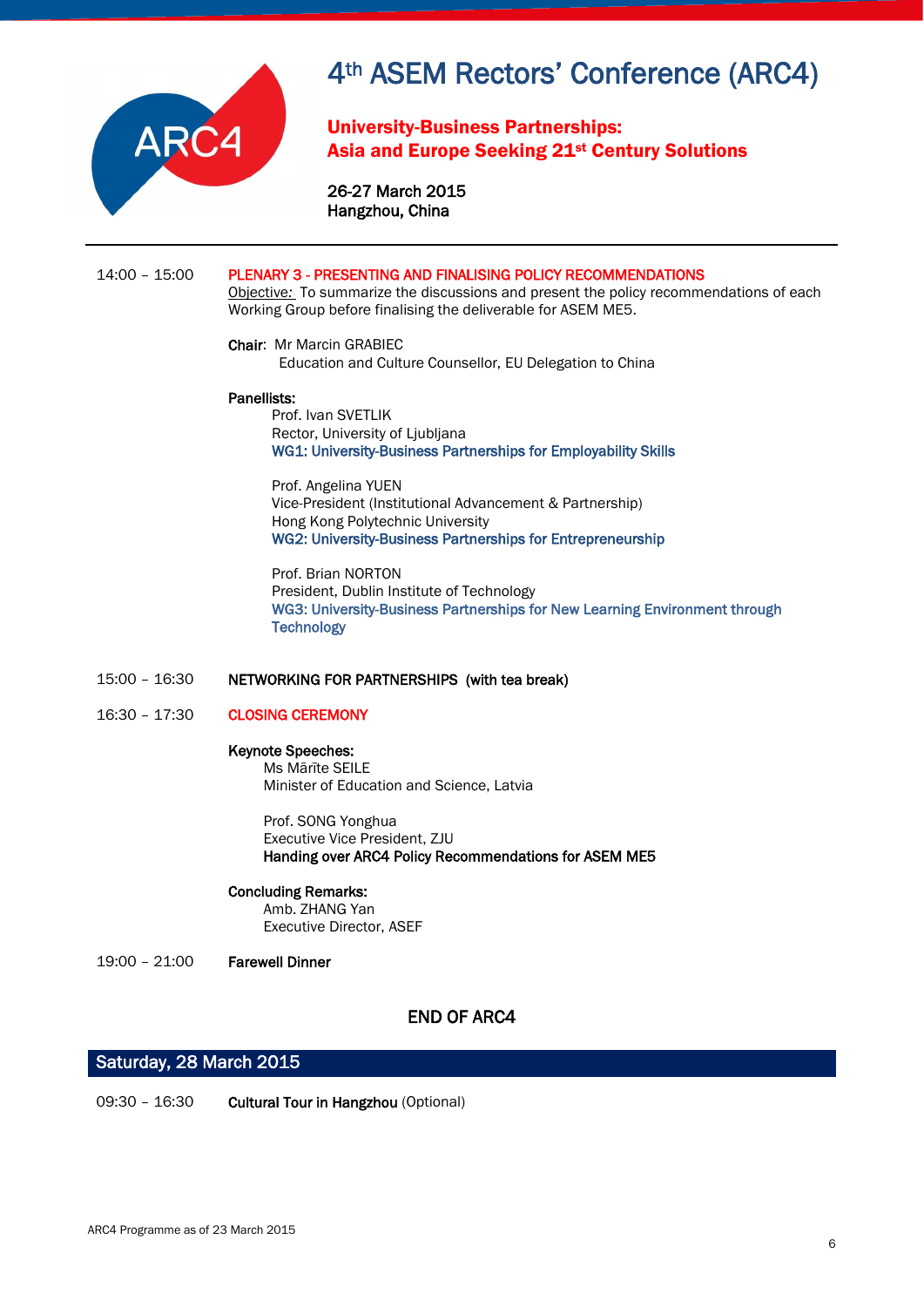# 4th ASEM Rectors' Conference (ARC4)

## University-Business Partnerships: Asia and Europe Seeking 21st Century Solutions

**26-27 March 2015**
**Hangzhou, China**

---

14:00 – 15:00 **PLENARY 3 - PRESENTING AND FINALISING POLICY RECOMMENDATIONS**

Objective: To summarize the discussions and present the policy recommendations of each Working Group before finalising the deliverable for ASEM ME5.

**Chair**: Mr Marcin GRABIEC
Education and Culture Counsellor, EU Delegation to China

**Panellists:**

Prof. Ivan SVETLIK
Rector, University of Ljubljana
WG1: University-Business Partnerships for Employability Skills

Prof. Angelina YUEN
Vice-President (Institutional Advancement & Partnership)
Hong Kong Polytechnic University
WG2: University-Business Partnerships for Entrepreneurship

Prof. Brian NORTON
President, Dublin Institute of Technology
WG3: University-Business Partnerships for New Learning Environment through Technology

15:00 – 16:30 **NETWORKING FOR PARTNERSHIPS (with tea break)**

16:30 – 17:30 **CLOSING CEREMONY**

**Keynote Speeches:**

Ms Mārīte SEILE
Minister of Education and Science, Latvia

Prof. SONG Yonghua
Executive Vice President, ZJU
**Handing over ARC4 Policy Recommendations for ASEM ME5**

**Concluding Remarks:**

Amb. ZHANG Yan
Executive Director, ASEF

19:00 – 21:00 **Farewell Dinner**

**END OF ARC4**

## Saturday, 28 March 2015

09:30 – 16:30 **Cultural Tour in Hangzhou** (Optional)

ARC4 Programme as of 23 March 2015